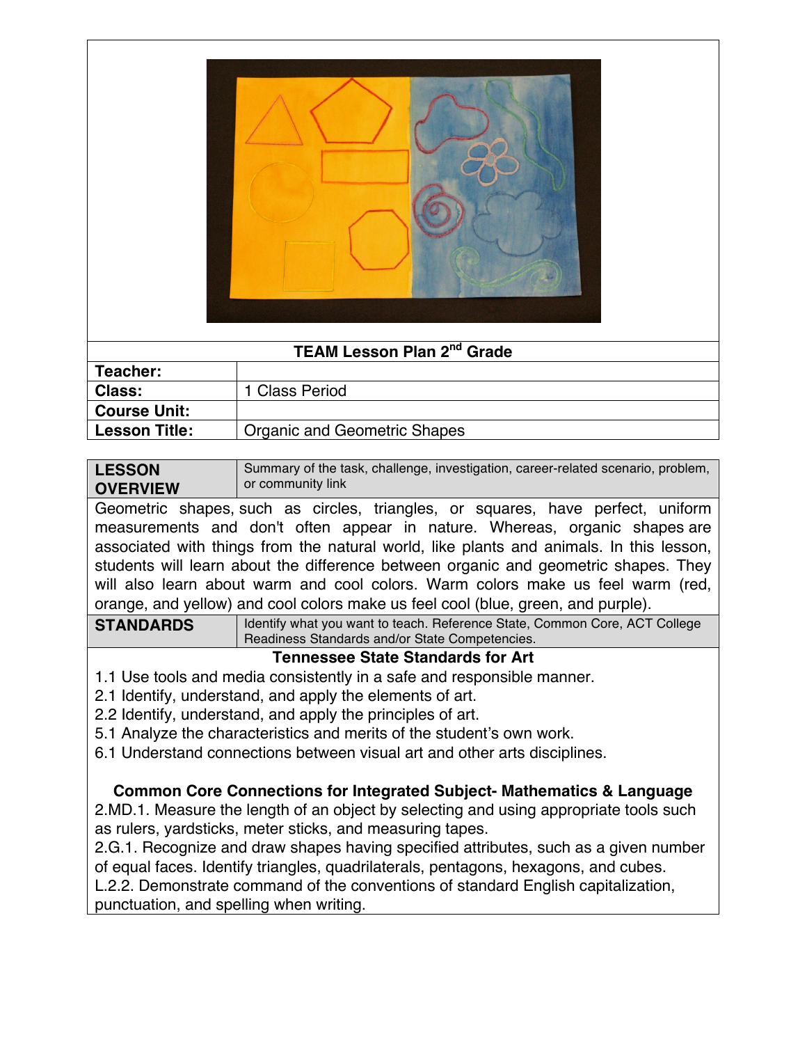## TEAM Lesson Plan 2nd Grade

| | |
|---|---|
| **Teacher:** | |
| **Class:** | 1 Class Period |
| **Course Unit:** | |
| **Lesson Title:** | Organic and Geometric Shapes |

### LESSON OVERVIEW

Summary of the task, challenge, investigation, career-related scenario, problem, or community link

Geometric shapes, such as circles, triangles, or squares, have perfect, uniform measurements and don't often appear in nature. Whereas, organic shapes are associated with things from the natural world, like plants and animals. In this lesson, students will learn about the difference between organic and geometric shapes. They will also learn about warm and cool colors. Warm colors make us feel warm (red, orange, and yellow) and cool colors make us feel cool (blue, green, and purple).

### STANDARDS

Identify what you want to teach. Reference State, Common Core, ACT College Readiness Standards and/or State Competencies.

**Tennessee State Standards for Art**

1.1 Use tools and media consistently in a safe and responsible manner.
2.1 Identify, understand, and apply the elements of art.
2.2 Identify, understand, and apply the principles of art.
5.1 Analyze the characteristics and merits of the student's own work.
6.1 Understand connections between visual art and other arts disciplines.

**Common Core Connections for Integrated Subject- Mathematics & Language**

2.MD.1. Measure the length of an object by selecting and using appropriate tools such as rulers, yardsticks, meter sticks, and measuring tapes.
2.G.1. Recognize and draw shapes having specified attributes, such as a given number of equal faces. Identify triangles, quadrilaterals, pentagons, hexagons, and cubes.
L.2.2. Demonstrate command of the conventions of standard English capitalization, punctuation, and spelling when writing.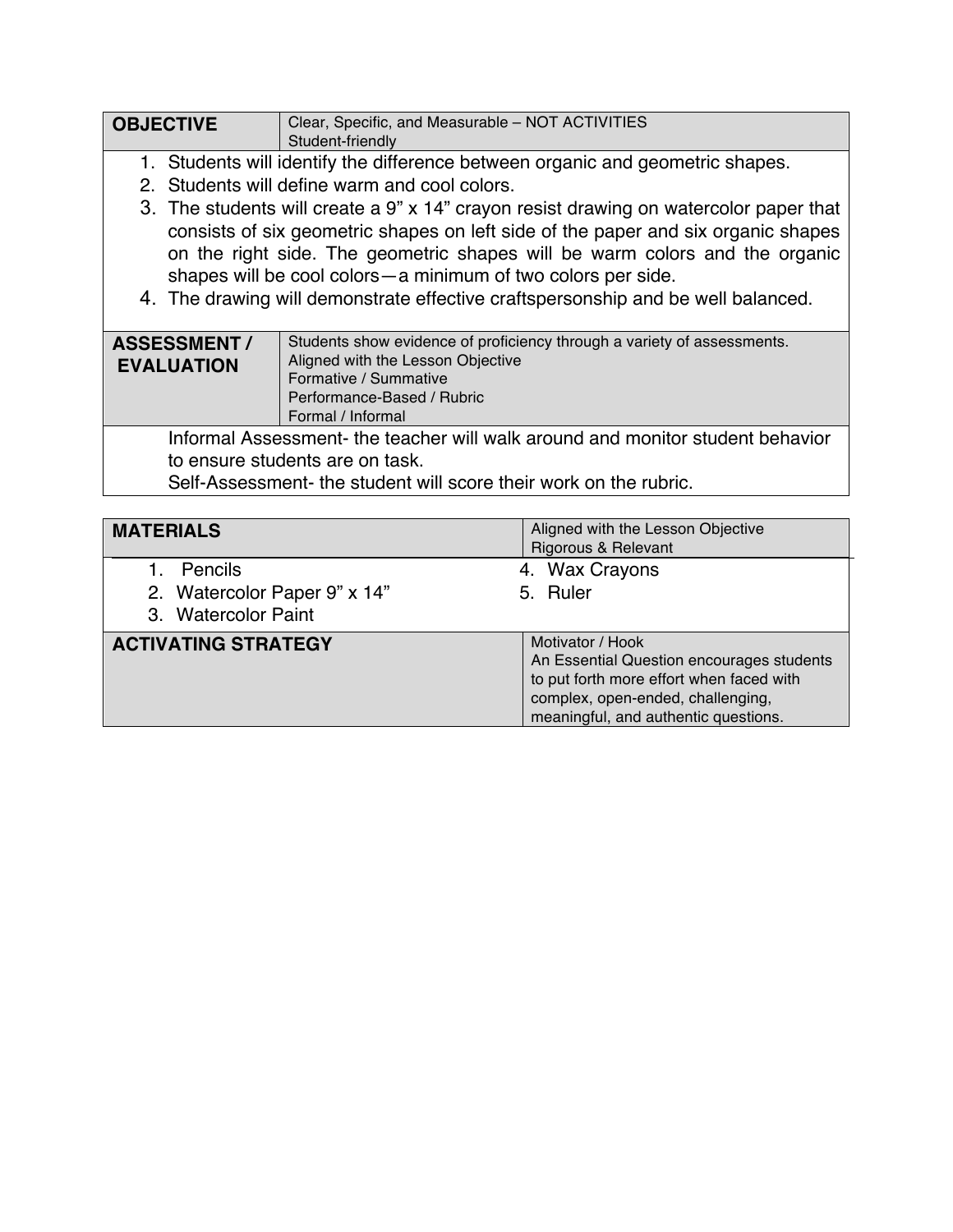| **OBJECTIVE** | Clear, Specific, and Measurable – NOT ACTIVITIES<br>Student-friendly |
|---|---|

1. Students will identify the difference between organic and geometric shapes.
2. Students will define warm and cool colors.
3. The students will create a 9" x 14" crayon resist drawing on watercolor paper that consists of six geometric shapes on left side of the paper and six organic shapes on the right side. The geometric shapes will be warm colors and the organic shapes will be cool colors—a minimum of two colors per side.
4. The drawing will demonstrate effective craftspersonship and be well balanced.

| **ASSESSMENT / EVALUATION** | Students show evidence of proficiency through a variety of assessments.<br>Aligned with the Lesson Objective<br>Formative / Summative<br>Performance-Based / Rubric<br>Formal / Informal |
|---|---|

Informal Assessment- the teacher will walk around and monitor student behavior to ensure students are on task.
Self-Assessment- the student will score their work on the rubric.

| **MATERIALS** | Aligned with the Lesson Objective<br>Rigorous & Relevant |
|---|---|

1. Pencils
2. Watercolor Paper 9" x 14"
3. Watercolor Paint
4. Wax Crayons
5. Ruler

| **ACTIVATING STRATEGY** | Motivator / Hook<br>An Essential Question encourages students to put forth more effort when faced with complex, open-ended, challenging, meaningful, and authentic questions. |
|---|---|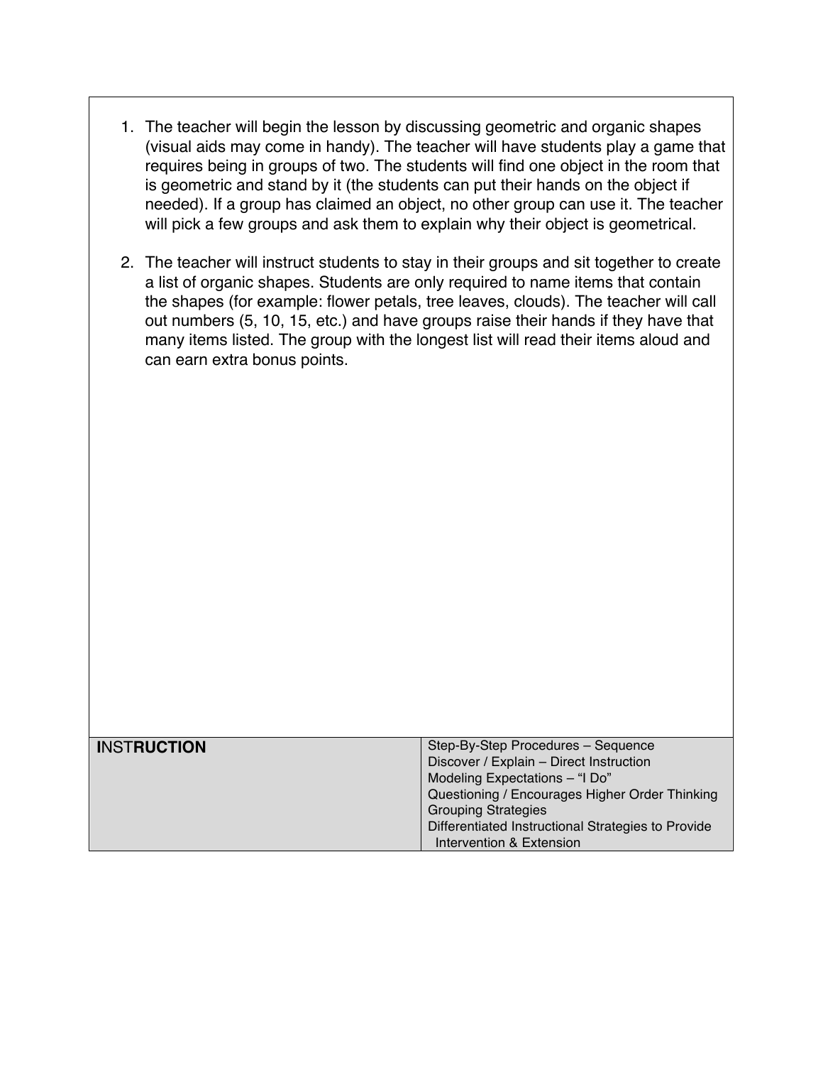1. The teacher will begin the lesson by discussing geometric and organic shapes (visual aids may come in handy). The teacher will have students play a game that requires being in groups of two. The students will find one object in the room that is geometric and stand by it (the students can put their hands on the object if needed). If a group has claimed an object, no other group can use it. The teacher will pick a few groups and ask them to explain why their object is geometrical.

2. The teacher will instruct students to stay in their groups and sit together to create a list of organic shapes. Students are only required to name items that contain the shapes (for example: flower petals, tree leaves, clouds). The teacher will call out numbers (5, 10, 15, etc.) and have groups raise their hands if they have that many items listed. The group with the longest list will read their items aloud and can earn extra bonus points.

| **INSTRUCTION** | Step-By-Step Procedures – Sequence<br>Discover / Explain – Direct Instruction<br>Modeling Expectations – "I Do"<br>Questioning / Encourages Higher Order Thinking<br>Grouping Strategies<br>Differentiated Instructional Strategies to Provide Intervention & Extension |
|---|---|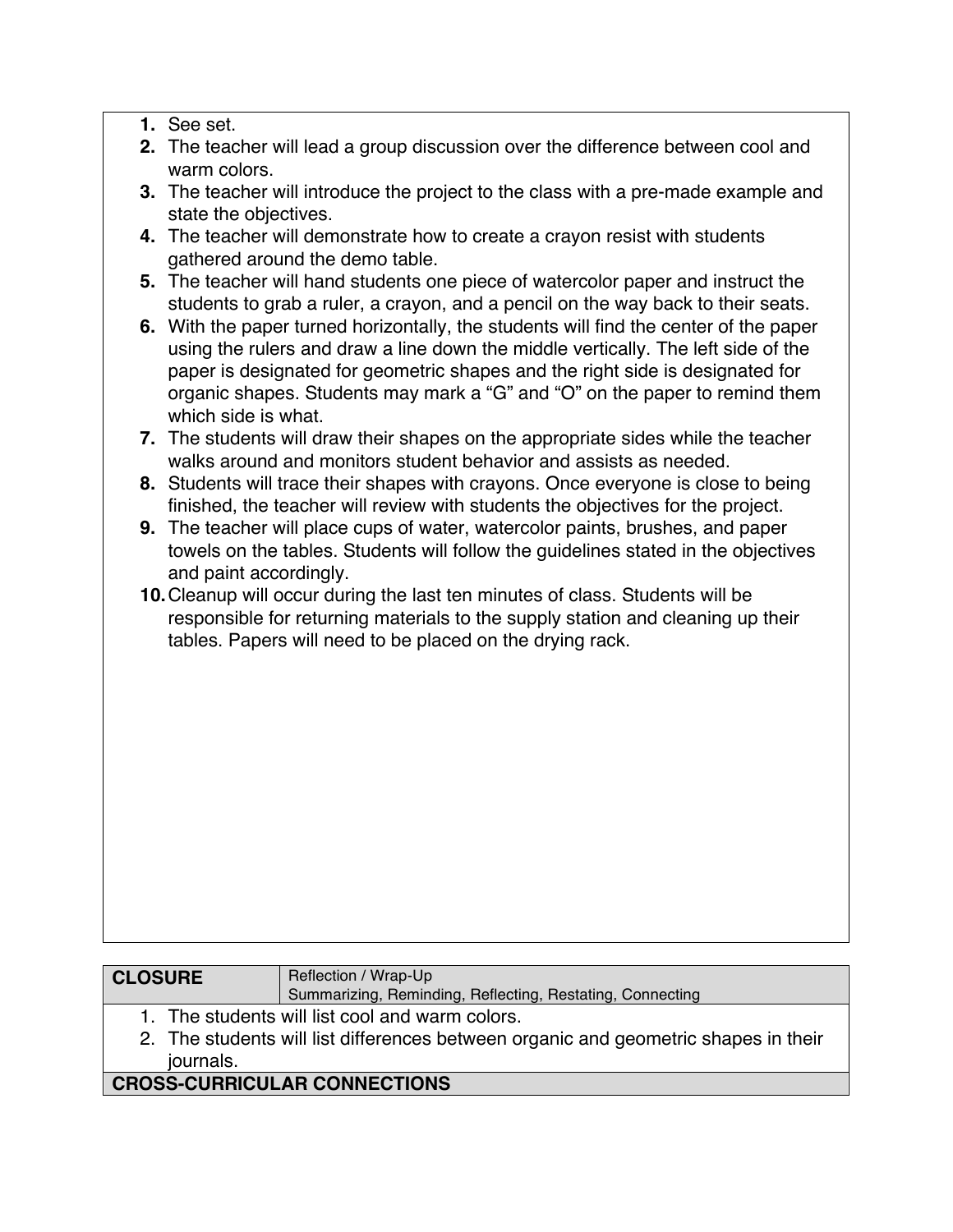1. See set.
2. The teacher will lead a group discussion over the difference between cool and warm colors.
3. The teacher will introduce the project to the class with a pre-made example and state the objectives.
4. The teacher will demonstrate how to create a crayon resist with students gathered around the demo table.
5. The teacher will hand students one piece of watercolor paper and instruct the students to grab a ruler, a crayon, and a pencil on the way back to their seats.
6. With the paper turned horizontally, the students will find the center of the paper using the rulers and draw a line down the middle vertically. The left side of the paper is designated for geometric shapes and the right side is designated for organic shapes. Students may mark a “G” and “O” on the paper to remind them which side is what.
7. The students will draw their shapes on the appropriate sides while the teacher walks around and monitors student behavior and assists as needed.
8. Students will trace their shapes with crayons. Once everyone is close to being finished, the teacher will review with students the objectives for the project.
9. The teacher will place cups of water, watercolor paints, brushes, and paper towels on the tables. Students will follow the guidelines stated in the objectives and paint accordingly.
10. Cleanup will occur during the last ten minutes of class. Students will be responsible for returning materials to the supply station and cleaning up their tables. Papers will need to be placed on the drying rack.

| **CLOSURE** | Reflection / Wrap-Up<br>Summarizing, Reminding, Reflecting, Restating, Connecting |
|---|---|

1. The students will list cool and warm colors.
2. The students will list differences between organic and geometric shapes in their journals.

**CROSS-CURRICULAR CONNECTIONS**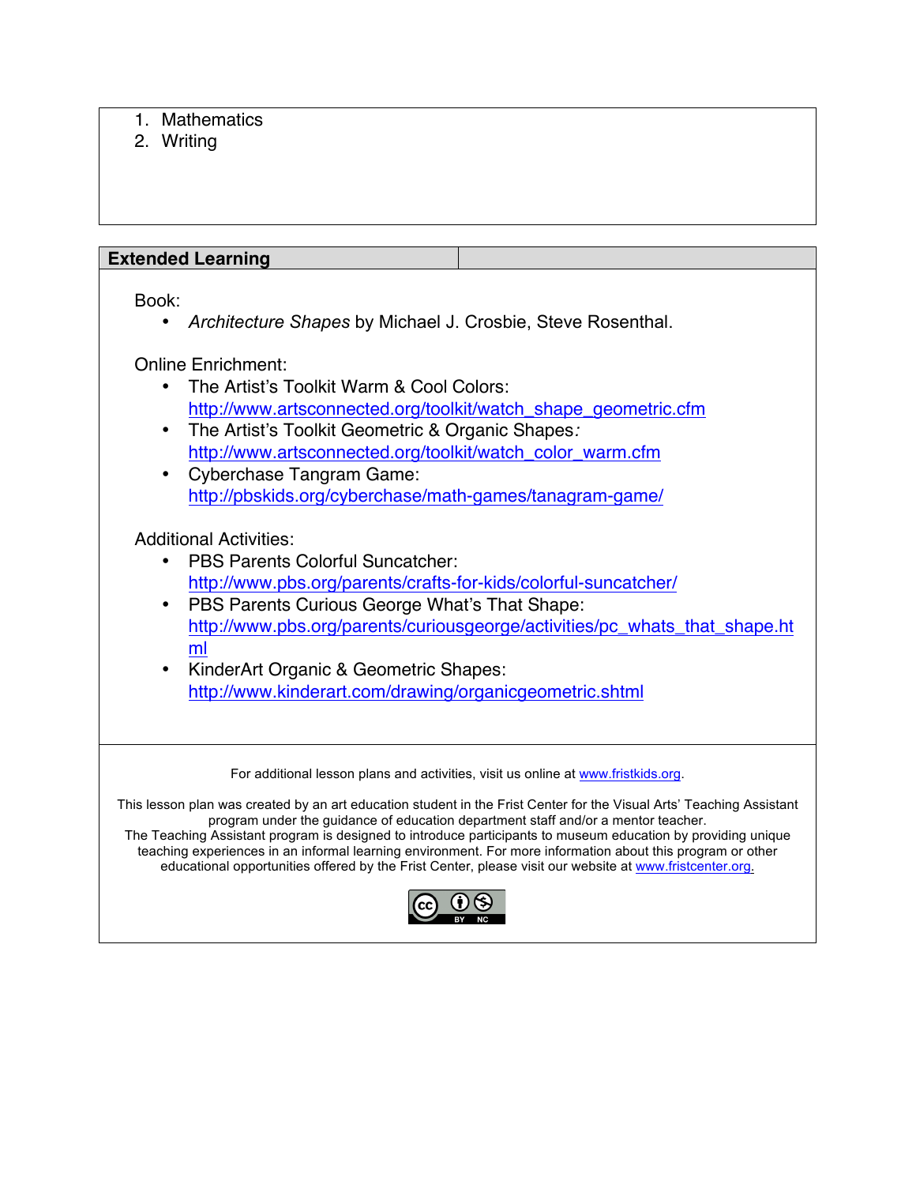1. Mathematics
2. Writing

## Extended Learning

Book:

- *Architecture Shapes* by Michael J. Crosbie, Steve Rosenthal.

Online Enrichment:

- The Artist's Toolkit Warm & Cool Colors: http://www.artsconnected.org/toolkit/watch_shape_geometric.cfm
- The Artist's Toolkit Geometric & Organic Shapes*:* http://www.artsconnected.org/toolkit/watch_color_warm.cfm
- Cyberchase Tangram Game: http://pbskids.org/cyberchase/math-games/tanagram-game/

Additional Activities:

- PBS Parents Colorful Suncatcher: http://www.pbs.org/parents/crafts-for-kids/colorful-suncatcher/
- PBS Parents Curious George What's That Shape: http://www.pbs.org/parents/curiousgeorge/activities/pc_whats_that_shape.html
- KinderArt Organic & Geometric Shapes: http://www.kinderart.com/drawing/organicgeometric.shtml

For additional lesson plans and activities, visit us online at www.fristkids.org.

This lesson plan was created by an art education student in the Frist Center for the Visual Arts' Teaching Assistant program under the guidance of education department staff and/or a mentor teacher. The Teaching Assistant program is designed to introduce participants to museum education by providing unique teaching experiences in an informal learning environment. For more information about this program or other educational opportunities offered by the Frist Center, please visit our website at www.fristcenter.org.